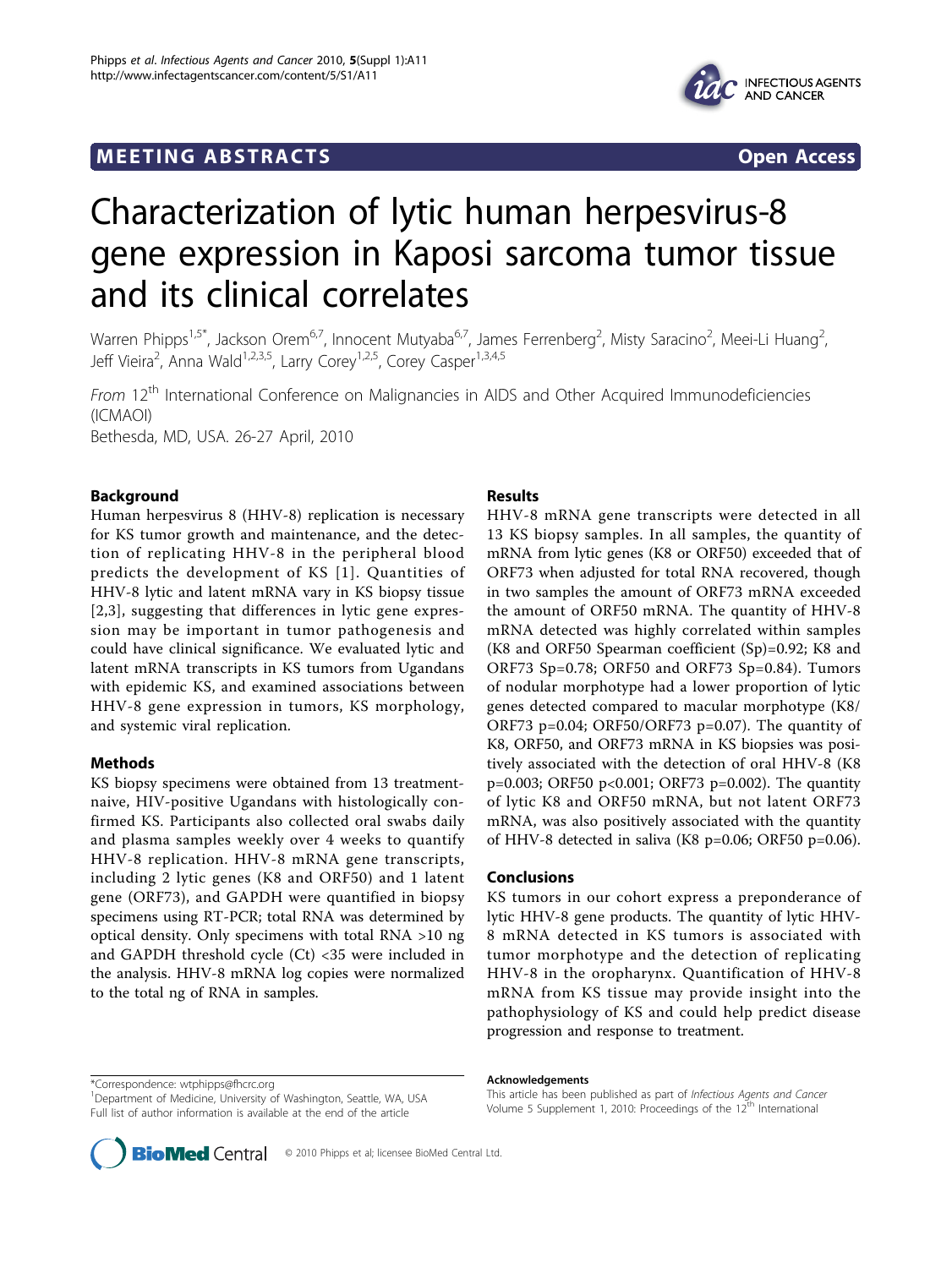MEETING ABSTRACTS

Open Access

# Characterization of lytic human herpesvirus-8 gene expression in Kaposi sarcoma tumor tissue and its clinical correlates

Warren Phipps[1,5*], Jackson Orem[6,7], Innocent Mutyaba[6,7], James Ferrenberg[2], Misty Saracino[2], Meei-Li Huang[2], Jeff Vieira[2], Anna Wald[1,2,3,5], Larry Corey[1,2,5], Corey Casper[1,3,4,5]

*From* 12[th] International Conference on Malignancies in AIDS and Other Acquired Immunodeficiencies (ICMAOI)
Bethesda, MD, USA. 26-27 April, 2010

## Background

Human herpesvirus 8 (HHV-8) replication is necessary for KS tumor growth and maintenance, and the detection of replicating HHV-8 in the peripheral blood predicts the development of KS [1]. Quantities of HHV-8 lytic and latent mRNA vary in KS biopsy tissue [2,3], suggesting that differences in lytic gene expression may be important in tumor pathogenesis and could have clinical significance. We evaluated lytic and latent mRNA transcripts in KS tumors from Ugandans with epidemic KS, and examined associations between HHV-8 gene expression in tumors, KS morphology, and systemic viral replication.

## Methods

KS biopsy specimens were obtained from 13 treatment-naive, HIV-positive Ugandans with histologically confirmed KS. Participants also collected oral swabs daily and plasma samples weekly over 4 weeks to quantify HHV-8 replication. HHV-8 mRNA gene transcripts, including 2 lytic genes (K8 and ORF50) and 1 latent gene (ORF73), and GAPDH were quantified in biopsy specimens using RT-PCR; total RNA was determined by optical density. Only specimens with total RNA >10 ng and GAPDH threshold cycle (Ct) <35 were included in the analysis. HHV-8 mRNA log copies were normalized to the total ng of RNA in samples.

## Results

HHV-8 mRNA gene transcripts were detected in all 13 KS biopsy samples. In all samples, the quantity of mRNA from lytic genes (K8 or ORF50) exceeded that of ORF73 when adjusted for total RNA recovered, though in two samples the amount of ORF73 mRNA exceeded the amount of ORF50 mRNA. The quantity of HHV-8 mRNA detected was highly correlated within samples (K8 and ORF50 Spearman coefficient (Sp)=0.92; K8 and ORF73 Sp=0.78; ORF50 and ORF73 Sp=0.84). Tumors of nodular morphotype had a lower proportion of lytic genes detected compared to macular morphotype (K8/ORF73 $p=0.04$; ORF50/ORF73 $p=0.07$). The quantity of K8, ORF50, and ORF73 mRNA in KS biopsies was positively associated with the detection of oral HHV-8 (K8 $p=0.003$; ORF50 $p<0.001$; ORF73 $p=0.002$). The quantity of lytic K8 and ORF50 mRNA, but not latent ORF73 mRNA, was also positively associated with the quantity of HHV-8 detected in saliva (K8 $p=0.06$; ORF50 $p=0.06$).

## Conclusions

KS tumors in our cohort express a preponderance of lytic HHV-8 gene products. The quantity of lytic HHV-8 mRNA detected in KS tumors is associated with tumor morphotype and the detection of replicating HHV-8 in the oropharynx. Quantification of HHV-8 mRNA from KS tissue may provide insight into the pathophysiology of KS and could help predict disease progression and response to treatment.

*Correspondence: wtphipps@fhcrc.org
[1]Department of Medicine, University of Washington, Seattle, WA, USA
Full list of author information is available at the end of the article

## Acknowledgements

This article has been published as part of *Infectious Agents and Cancer* Volume 5 Supplement 1, 2010: Proceedings of the 12[th] International

© 2010 Phipps et al; licensee BioMed Central Ltd.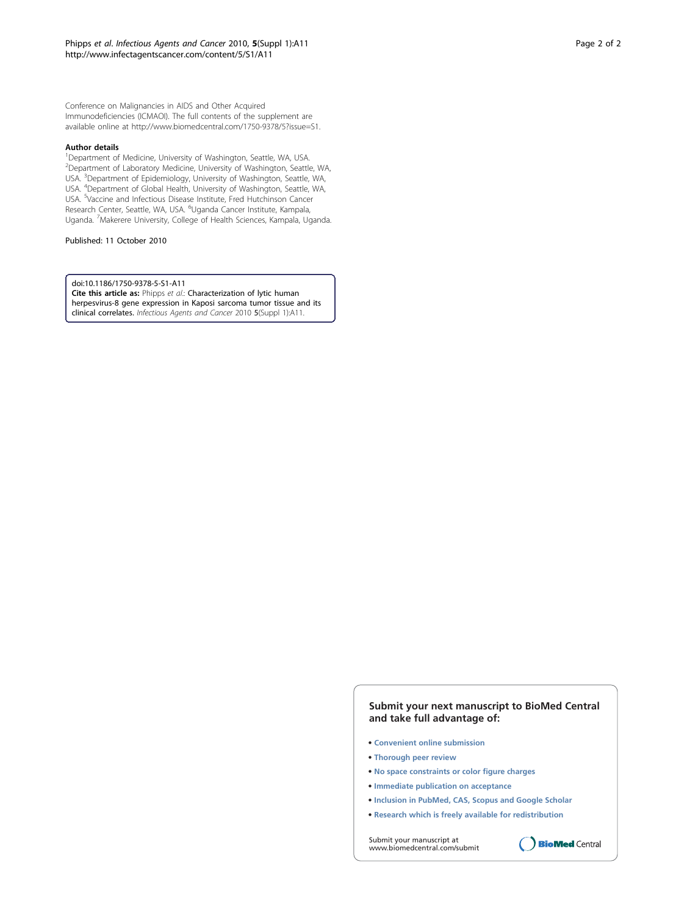Conference on Malignancies in AIDS and Other Acquired Immunodeficiencies (ICMAOI). The full contents of the supplement are available online at http://www.biomedcentral.com/1750-9378/5?issue=S1.

**Author details**

[1]Department of Medicine, University of Washington, Seattle, WA, USA. [2]Department of Laboratory Medicine, University of Washington, Seattle, WA, USA. [3]Department of Epidemiology, University of Washington, Seattle, WA, USA. [4]Department of Global Health, University of Washington, Seattle, WA, USA. [5]Vaccine and Infectious Disease Institute, Fred Hutchinson Cancer Research Center, Seattle, WA, USA. [6]Uganda Cancer Institute, Kampala, Uganda. [7]Makerere University, College of Health Sciences, Kampala, Uganda.

Published: 11 October 2010

doi:10.1186/1750-9378-5-S1-A11

**Cite this article as:** Phipps *et al.*: **Characterization of lytic human herpesvirus-8 gene expression in Kaposi sarcoma tumor tissue and its clinical correlates.** *Infectious Agents and Cancer* 2010 **5**(Suppl 1):A11.

**Submit your next manuscript to BioMed Central and take full advantage of:**

- **Convenient online submission**
- **Thorough peer review**
- **No space constraints or color figure charges**
- **Immediate publication on acceptance**
- **Inclusion in PubMed, CAS, Scopus and Google Scholar**
- **Research which is freely available for redistribution**

Submit your manuscript at www.biomedcentral.com/submit

BioMed Central